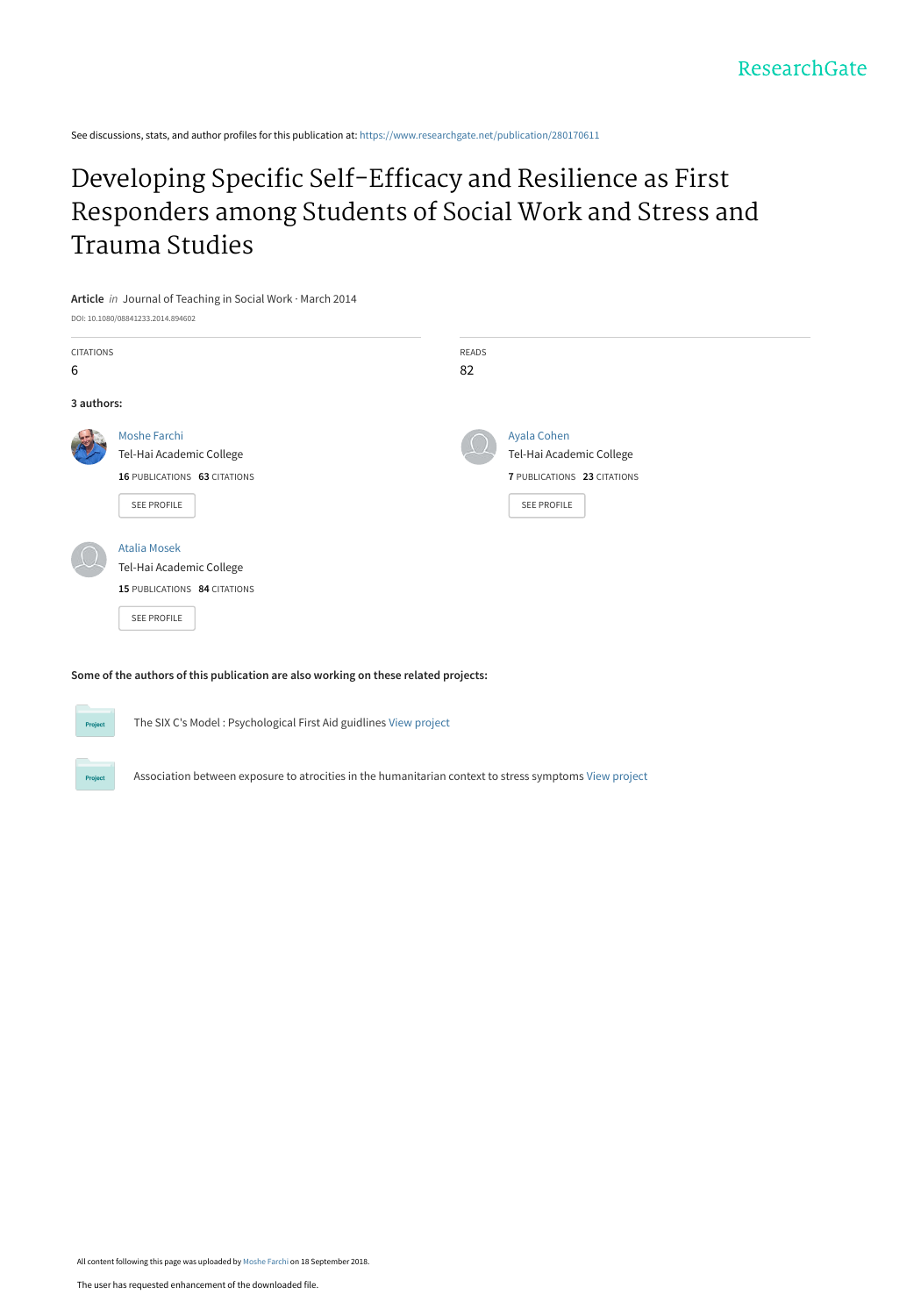ResearchGate

See discussions, stats, and author profiles for this publication at: https://www.researchgate.net/publication/280170611

# Developing Specific Self-Efficacy and Resilience as First Responders among Students of Social Work and Stress and Trauma Studies

**Article** *in* Journal of Teaching in Social Work · March 2014

DOI: 10.1080/08841233.2014.894602

| CITATIONS | READS |
|---|---|
| 6 | 82 |

**3 authors:**

Moshe Farchi
Tel-Hai Academic College
**16** PUBLICATIONS **63** CITATIONS
SEE PROFILE

Ayala Cohen
Tel-Hai Academic College
**7** PUBLICATIONS **23** CITATIONS
SEE PROFILE

Atalia Mosek
Tel-Hai Academic College
**15** PUBLICATIONS **84** CITATIONS
SEE PROFILE

**Some of the authors of this publication are also working on these related projects:**

Project: The SIX C's Model : Psychological First Aid guidlines View project

Project: Association between exposure to atrocities in the humanitarian context to stress symptoms View project

All content following this page was uploaded by Moshe Farchi on 18 September 2018.

The user has requested enhancement of the downloaded file.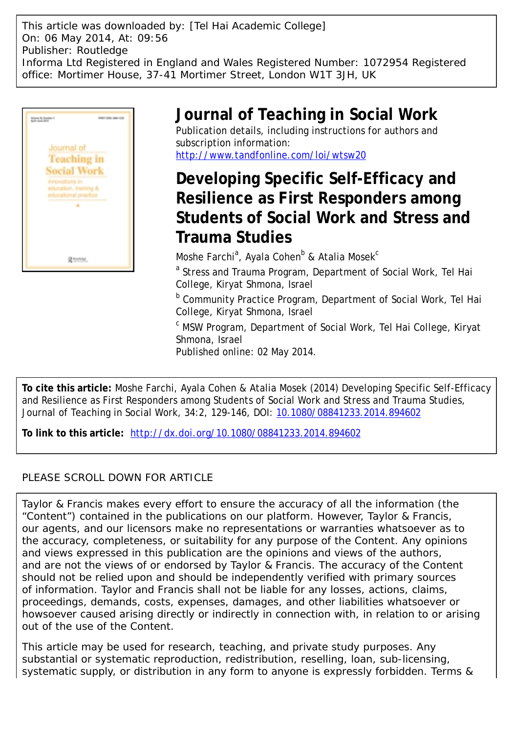This article was downloaded by: [Tel Hai Academic College]
On: 06 May 2014, At: 09:56
Publisher: Routledge
Informa Ltd Registered in England and Wales Registered Number: 1072954 Registered office: Mortimer House, 37-41 Mortimer Street, London W1T 3JH, UK

# Journal of Teaching in Social Work

Publication details, including instructions for authors and subscription information:
http://www.tandfonline.com/loi/wtsw20

## Developing Specific Self-Efficacy and Resilience as First Responders among Students of Social Work and Stress and Trauma Studies

Moshe Farchi[a], Ayala Cohen[b] & Atalia Mosek[c]

[a] Stress and Trauma Program, Department of Social Work, Tel Hai College, Kiryat Shmona, Israel

[b] Community Practice Program, Department of Social Work, Tel Hai College, Kiryat Shmona, Israel

[c] MSW Program, Department of Social Work, Tel Hai College, Kiryat Shmona, Israel

Published online: 02 May 2014.

**To cite this article:** Moshe Farchi, Ayala Cohen & Atalia Mosek (2014) Developing Specific Self-Efficacy and Resilience as First Responders among Students of Social Work and Stress and Trauma Studies, Journal of Teaching in Social Work, 34:2, 129-146, DOI: 10.1080/08841233.2014.894602

**To link to this article:** http://dx.doi.org/10.1080/08841233.2014.894602

PLEASE SCROLL DOWN FOR ARTICLE

Taylor & Francis makes every effort to ensure the accuracy of all the information (the "Content") contained in the publications on our platform. However, Taylor & Francis, our agents, and our licensors make no representations or warranties whatsoever as to the accuracy, completeness, or suitability for any purpose of the Content. Any opinions and views expressed in this publication are the opinions and views of the authors, and are not the views of or endorsed by Taylor & Francis. The accuracy of the Content should not be relied upon and should be independently verified with primary sources of information. Taylor and Francis shall not be liable for any losses, actions, claims, proceedings, demands, costs, expenses, damages, and other liabilities whatsoever or howsoever caused arising directly or indirectly in connection with, in relation to or arising out of the use of the Content.

This article may be used for research, teaching, and private study purposes. Any substantial or systematic reproduction, redistribution, reselling, loan, sub-licensing, systematic supply, or distribution in any form to anyone is expressly forbidden. Terms &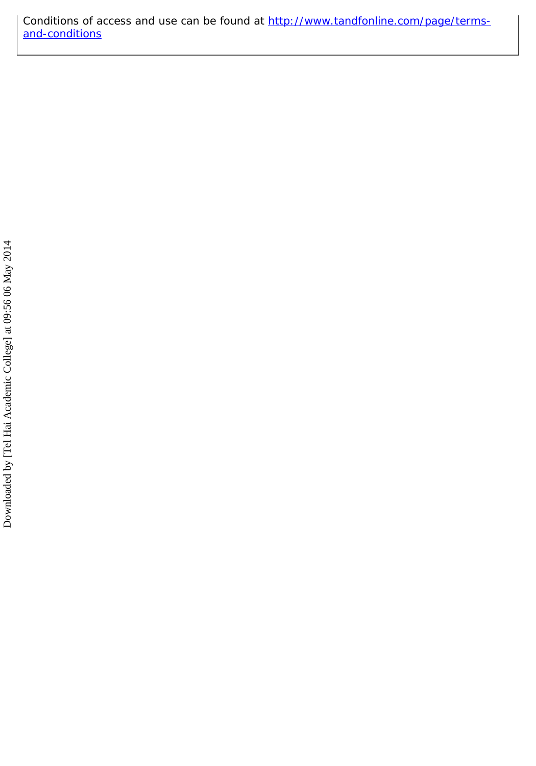Conditions of access and use can be found at http://www.tandfonline.com/page/terms-and-conditions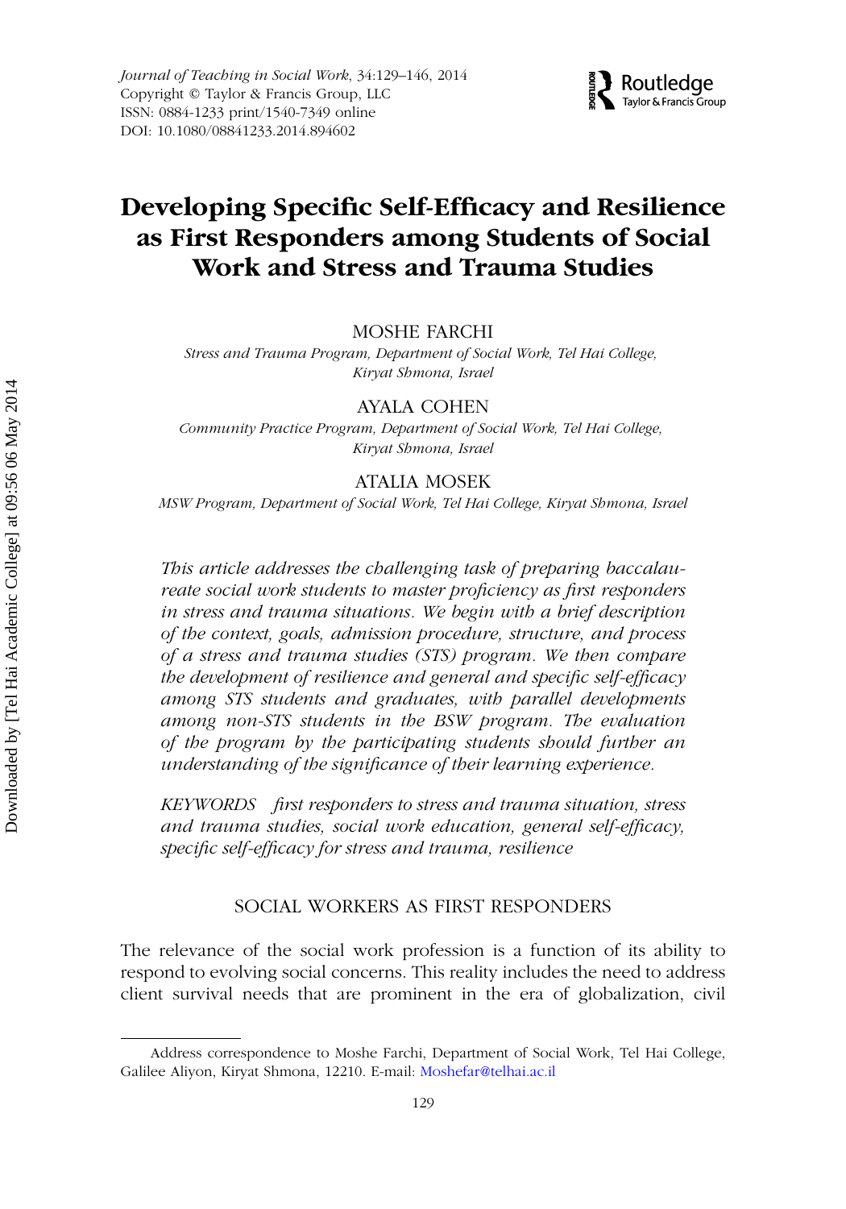# Developing Specific Self-Efficacy and Resilience as First Responders among Students of Social Work and Stress and Trauma Studies

MOSHE FARCHI

*Stress and Trauma Program, Department of Social Work, Tel Hai College, Kiryat Shmona, Israel*

AYALA COHEN

*Community Practice Program, Department of Social Work, Tel Hai College, Kiryat Shmona, Israel*

ATALIA MOSEK

*MSW Program, Department of Social Work, Tel Hai College, Kiryat Shmona, Israel*

*This article addresses the challenging task of preparing baccalaureate social work students to master proficiency as first responders in stress and trauma situations. We begin with a brief description of the context, goals, admission procedure, structure, and process of a stress and trauma studies (STS) program. We then compare the development of resilience and general and specific self-efficacy among STS students and graduates, with parallel developments among non-STS students in the BSW program. The evaluation of the program by the participating students should further an understanding of the significance of their learning experience.*

*KEYWORDS first responders to stress and trauma situation, stress and trauma studies, social work education, general self-efficacy, specific self-efficacy for stress and trauma, resilience*

## SOCIAL WORKERS AS FIRST RESPONDERS

The relevance of the social work profession is a function of its ability to respond to evolving social concerns. This reality includes the need to address client survival needs that are prominent in the era of globalization, civil

Address correspondence to Moshe Farchi, Department of Social Work, Tel Hai College, Galilee Aliyon, Kiryat Shmona, 12210. E-mail: Moshefar@telhai.ac.il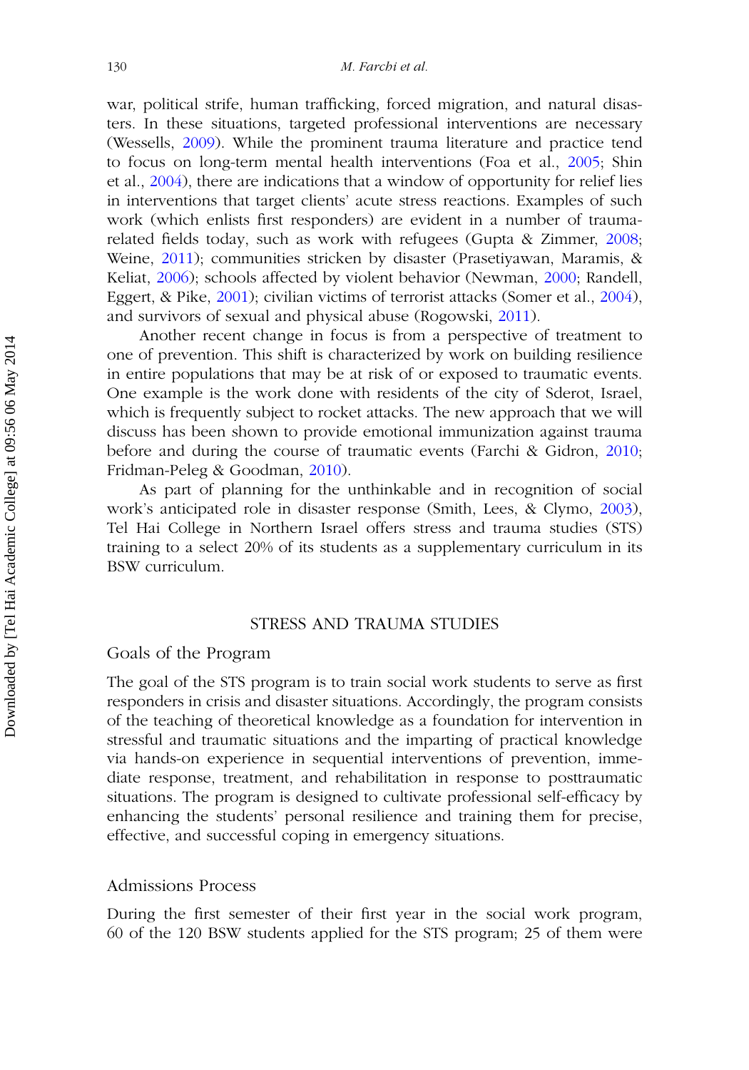war, political strife, human trafficking, forced migration, and natural disasters. In these situations, targeted professional interventions are necessary (Wessells, 2009). While the prominent trauma literature and practice tend to focus on long-term mental health interventions (Foa et al., 2005; Shin et al., 2004), there are indications that a window of opportunity for relief lies in interventions that target clients' acute stress reactions. Examples of such work (which enlists first responders) are evident in a number of trauma-related fields today, such as work with refugees (Gupta & Zimmer, 2008; Weine, 2011); communities stricken by disaster (Prasetiyawan, Maramis, & Keliat, 2006); schools affected by violent behavior (Newman, 2000; Randell, Eggert, & Pike, 2001); civilian victims of terrorist attacks (Somer et al., 2004), and survivors of sexual and physical abuse (Rogowski, 2011).

Another recent change in focus is from a perspective of treatment to one of prevention. This shift is characterized by work on building resilience in entire populations that may be at risk of or exposed to traumatic events. One example is the work done with residents of the city of Sderot, Israel, which is frequently subject to rocket attacks. The new approach that we will discuss has been shown to provide emotional immunization against trauma before and during the course of traumatic events (Farchi & Gidron, 2010; Fridman-Peleg & Goodman, 2010).

As part of planning for the unthinkable and in recognition of social work's anticipated role in disaster response (Smith, Lees, & Clymo, 2003), Tel Hai College in Northern Israel offers stress and trauma studies (STS) training to a select 20% of its students as a supplementary curriculum in its BSW curriculum.

## STRESS AND TRAUMA STUDIES

### Goals of the Program

The goal of the STS program is to train social work students to serve as first responders in crisis and disaster situations. Accordingly, the program consists of the teaching of theoretical knowledge as a foundation for intervention in stressful and traumatic situations and the imparting of practical knowledge via hands-on experience in sequential interventions of prevention, immediate response, treatment, and rehabilitation in response to posttraumatic situations. The program is designed to cultivate professional self-efficacy by enhancing the students' personal resilience and training them for precise, effective, and successful coping in emergency situations.

### Admissions Process

During the first semester of their first year in the social work program, 60 of the 120 BSW students applied for the STS program; 25 of them were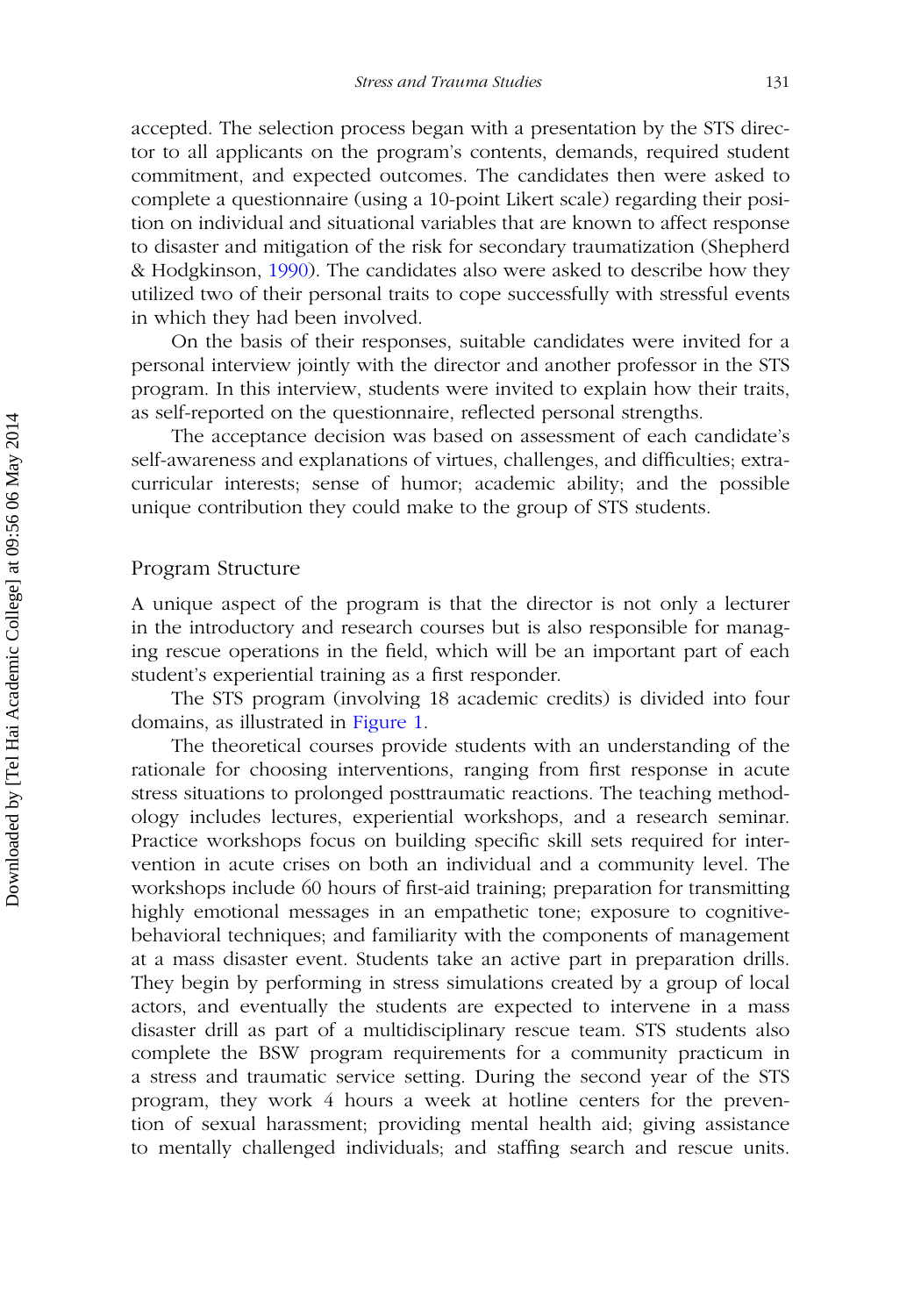accepted. The selection process began with a presentation by the STS director to all applicants on the program's contents, demands, required student commitment, and expected outcomes. The candidates then were asked to complete a questionnaire (using a 10-point Likert scale) regarding their position on individual and situational variables that are known to affect response to disaster and mitigation of the risk for secondary traumatization (Shepherd & Hodgkinson, 1990). The candidates also were asked to describe how they utilized two of their personal traits to cope successfully with stressful events in which they had been involved.

On the basis of their responses, suitable candidates were invited for a personal interview jointly with the director and another professor in the STS program. In this interview, students were invited to explain how their traits, as self-reported on the questionnaire, reflected personal strengths.

The acceptance decision was based on assessment of each candidate's self-awareness and explanations of virtues, challenges, and difficulties; extracurricular interests; sense of humor; academic ability; and the possible unique contribution they could make to the group of STS students.

## Program Structure

A unique aspect of the program is that the director is not only a lecturer in the introductory and research courses but is also responsible for managing rescue operations in the field, which will be an important part of each student's experiential training as a first responder.

The STS program (involving 18 academic credits) is divided into four domains, as illustrated in Figure 1.

The theoretical courses provide students with an understanding of the rationale for choosing interventions, ranging from first response in acute stress situations to prolonged posttraumatic reactions. The teaching methodology includes lectures, experiential workshops, and a research seminar. Practice workshops focus on building specific skill sets required for intervention in acute crises on both an individual and a community level. The workshops include 60 hours of first-aid training; preparation for transmitting highly emotional messages in an empathetic tone; exposure to cognitive-behavioral techniques; and familiarity with the components of management at a mass disaster event. Students take an active part in preparation drills. They begin by performing in stress simulations created by a group of local actors, and eventually the students are expected to intervene in a mass disaster drill as part of a multidisciplinary rescue team. STS students also complete the BSW program requirements for a community practicum in a stress and traumatic service setting. During the second year of the STS program, they work 4 hours a week at hotline centers for the prevention of sexual harassment; providing mental health aid; giving assistance to mentally challenged individuals; and staffing search and rescue units.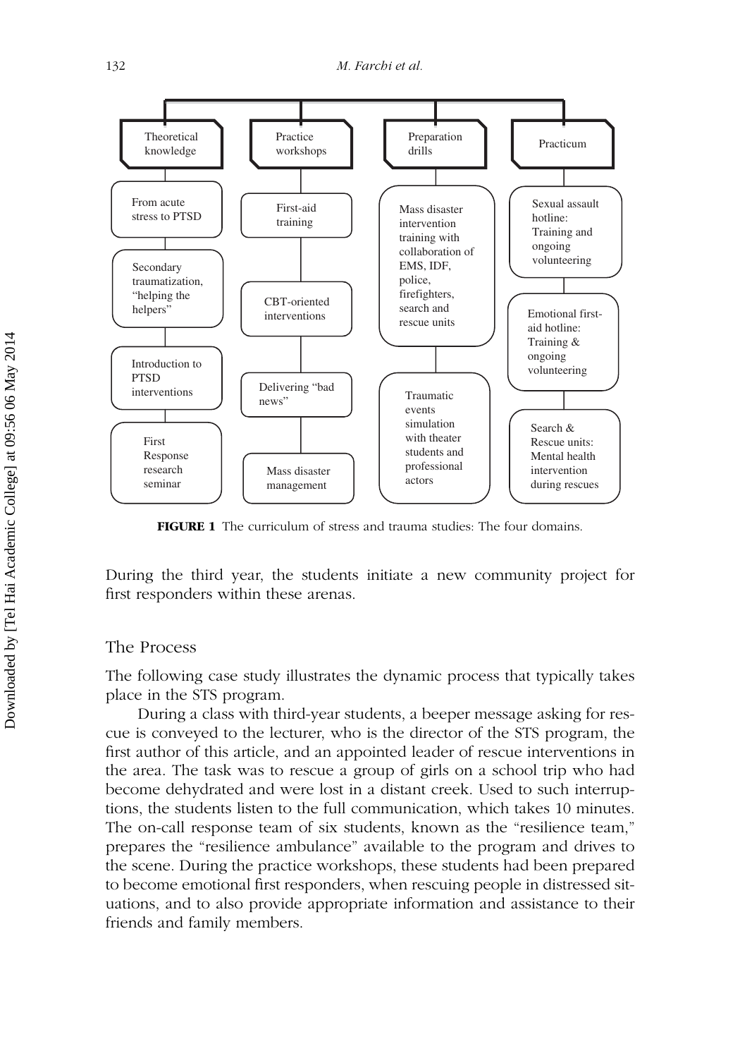| Theoretical knowledge | Practice workshops | Preparation drills | Practicum |
|---|---|---|---|
| From acute stress to PTSD | First-aid training | Mass disaster intervention training with collaboration of EMS, IDF, police, firefighters, search and rescue units | Sexual assault hotline: Training and ongoing volunteering |
| Secondary traumatization, "helping the helpers" | CBT-oriented interventions | Traumatic events simulation with theater students and professional actors | Emotional first-aid hotline: Training & ongoing volunteering |
| Introduction to PTSD interventions | Delivering "bad news" | | Search & Rescue units: Mental health intervention during rescues |
| First Response research seminar | Mass disaster management | | |

**FIGURE 1** The curriculum of stress and trauma studies: The four domains.

During the third year, the students initiate a new community project for first responders within these arenas.

## The Process

The following case study illustrates the dynamic process that typically takes place in the STS program.

During a class with third-year students, a beeper message asking for rescue is conveyed to the lecturer, who is the director of the STS program, the first author of this article, and an appointed leader of rescue interventions in the area. The task was to rescue a group of girls on a school trip who had become dehydrated and were lost in a distant creek. Used to such interruptions, the students listen to the full communication, which takes 10 minutes. The on-call response team of six students, known as the "resilience team," prepares the "resilience ambulance" available to the program and drives to the scene. During the practice workshops, these students had been prepared to become emotional first responders, when rescuing people in distressed situations, and to also provide appropriate information and assistance to their friends and family members.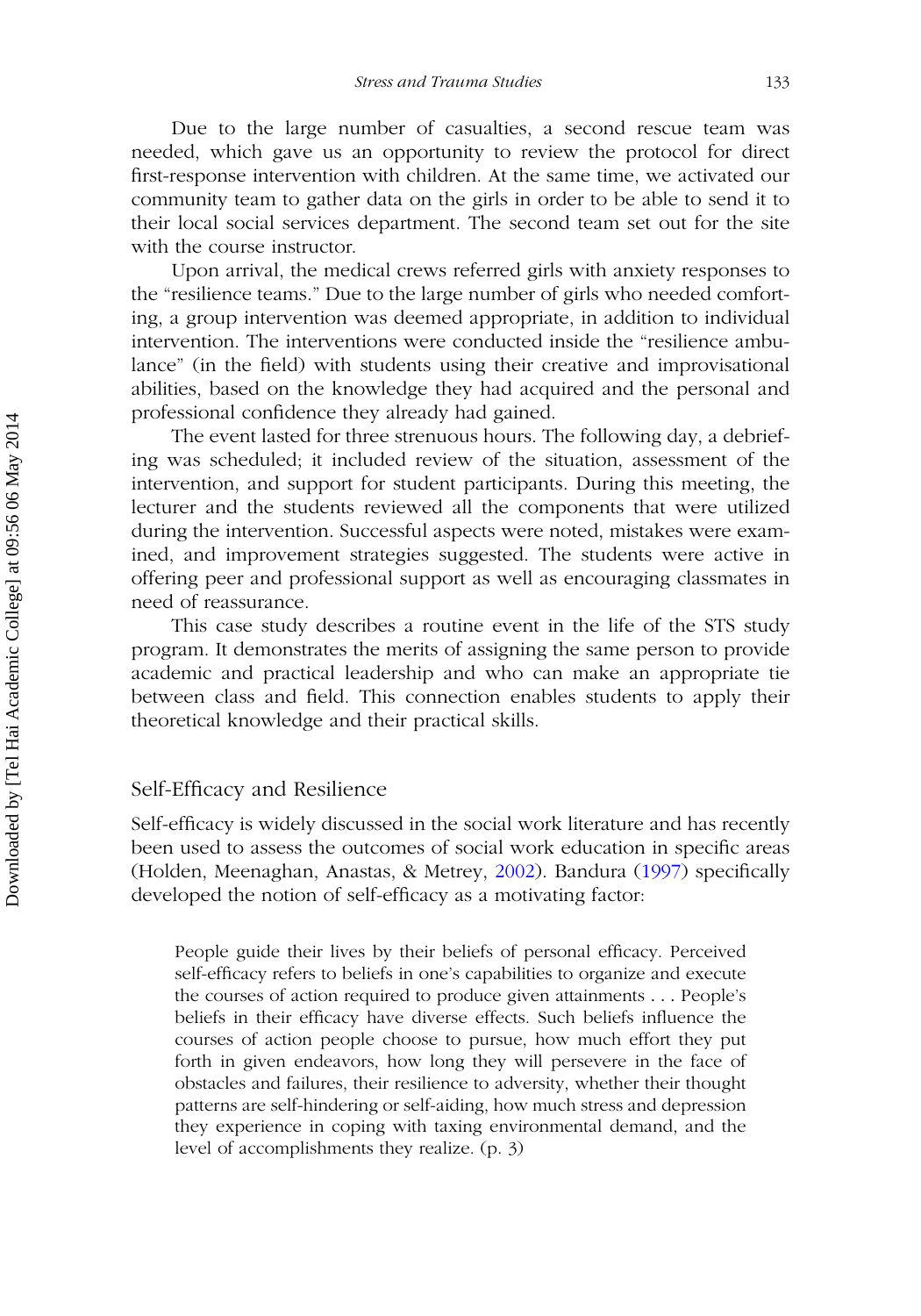Due to the large number of casualties, a second rescue team was needed, which gave us an opportunity to review the protocol for direct first-response intervention with children. At the same time, we activated our community team to gather data on the girls in order to be able to send it to their local social services department. The second team set out for the site with the course instructor.

Upon arrival, the medical crews referred girls with anxiety responses to the "resilience teams." Due to the large number of girls who needed comforting, a group intervention was deemed appropriate, in addition to individual intervention. The interventions were conducted inside the "resilience ambulance" (in the field) with students using their creative and improvisational abilities, based on the knowledge they had acquired and the personal and professional confidence they already had gained.

The event lasted for three strenuous hours. The following day, a debriefing was scheduled; it included review of the situation, assessment of the intervention, and support for student participants. During this meeting, the lecturer and the students reviewed all the components that were utilized during the intervention. Successful aspects were noted, mistakes were examined, and improvement strategies suggested. The students were active in offering peer and professional support as well as encouraging classmates in need of reassurance.

This case study describes a routine event in the life of the STS study program. It demonstrates the merits of assigning the same person to provide academic and practical leadership and who can make an appropriate tie between class and field. This connection enables students to apply their theoretical knowledge and their practical skills.

## Self-Efficacy and Resilience

Self-efficacy is widely discussed in the social work literature and has recently been used to assess the outcomes of social work education in specific areas (Holden, Meenaghan, Anastas, & Metrey, 2002). Bandura (1997) specifically developed the notion of self-efficacy as a motivating factor:

> People guide their lives by their beliefs of personal efficacy. Perceived self-efficacy refers to beliefs in one's capabilities to organize and execute the courses of action required to produce given attainments . . . People's beliefs in their efficacy have diverse effects. Such beliefs influence the courses of action people choose to pursue, how much effort they put forth in given endeavors, how long they will persevere in the face of obstacles and failures, their resilience to adversity, whether their thought patterns are self-hindering or self-aiding, how much stress and depression they experience in coping with taxing environmental demand, and the level of accomplishments they realize. (p. 3)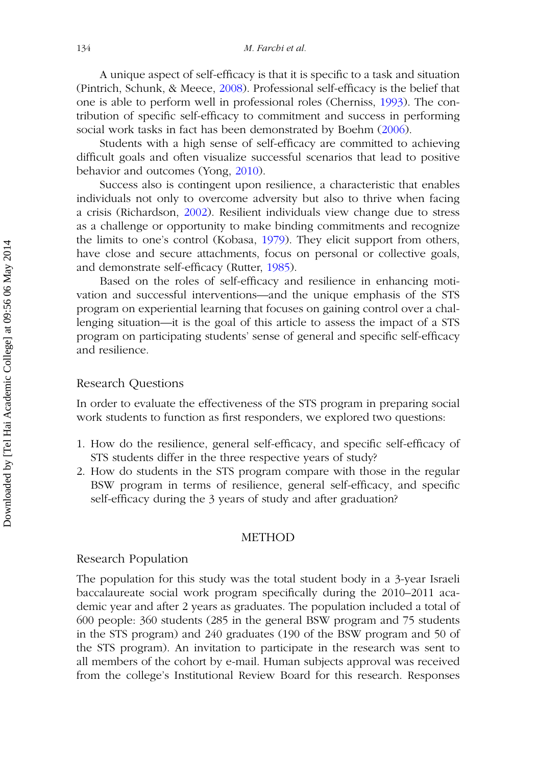A unique aspect of self-efficacy is that it is specific to a task and situation (Pintrich, Schunk, & Meece, 2008). Professional self-efficacy is the belief that one is able to perform well in professional roles (Cherniss, 1993). The contribution of specific self-efficacy to commitment and success in performing social work tasks in fact has been demonstrated by Boehm (2006).

Students with a high sense of self-efficacy are committed to achieving difficult goals and often visualize successful scenarios that lead to positive behavior and outcomes (Yong, 2010).

Success also is contingent upon resilience, a characteristic that enables individuals not only to overcome adversity but also to thrive when facing a crisis (Richardson, 2002). Resilient individuals view change due to stress as a challenge or opportunity to make binding commitments and recognize the limits to one's control (Kobasa, 1979). They elicit support from others, have close and secure attachments, focus on personal or collective goals, and demonstrate self-efficacy (Rutter, 1985).

Based on the roles of self-efficacy and resilience in enhancing motivation and successful interventions—and the unique emphasis of the STS program on experiential learning that focuses on gaining control over a challenging situation—it is the goal of this article to assess the impact of a STS program on participating students' sense of general and specific self-efficacy and resilience.

## Research Questions

In order to evaluate the effectiveness of the STS program in preparing social work students to function as first responders, we explored two questions:

1. How do the resilience, general self-efficacy, and specific self-efficacy of STS students differ in the three respective years of study?
2. How do students in the STS program compare with those in the regular BSW program in terms of resilience, general self-efficacy, and specific self-efficacy during the 3 years of study and after graduation?

# METHOD

## Research Population

The population for this study was the total student body in a 3-year Israeli baccalaureate social work program specifically during the 2010–2011 academic year and after 2 years as graduates. The population included a total of 600 people: 360 students (285 in the general BSW program and 75 students in the STS program) and 240 graduates (190 of the BSW program and 50 of the STS program). An invitation to participate in the research was sent to all members of the cohort by e-mail. Human subjects approval was received from the college's Institutional Review Board for this research. Responses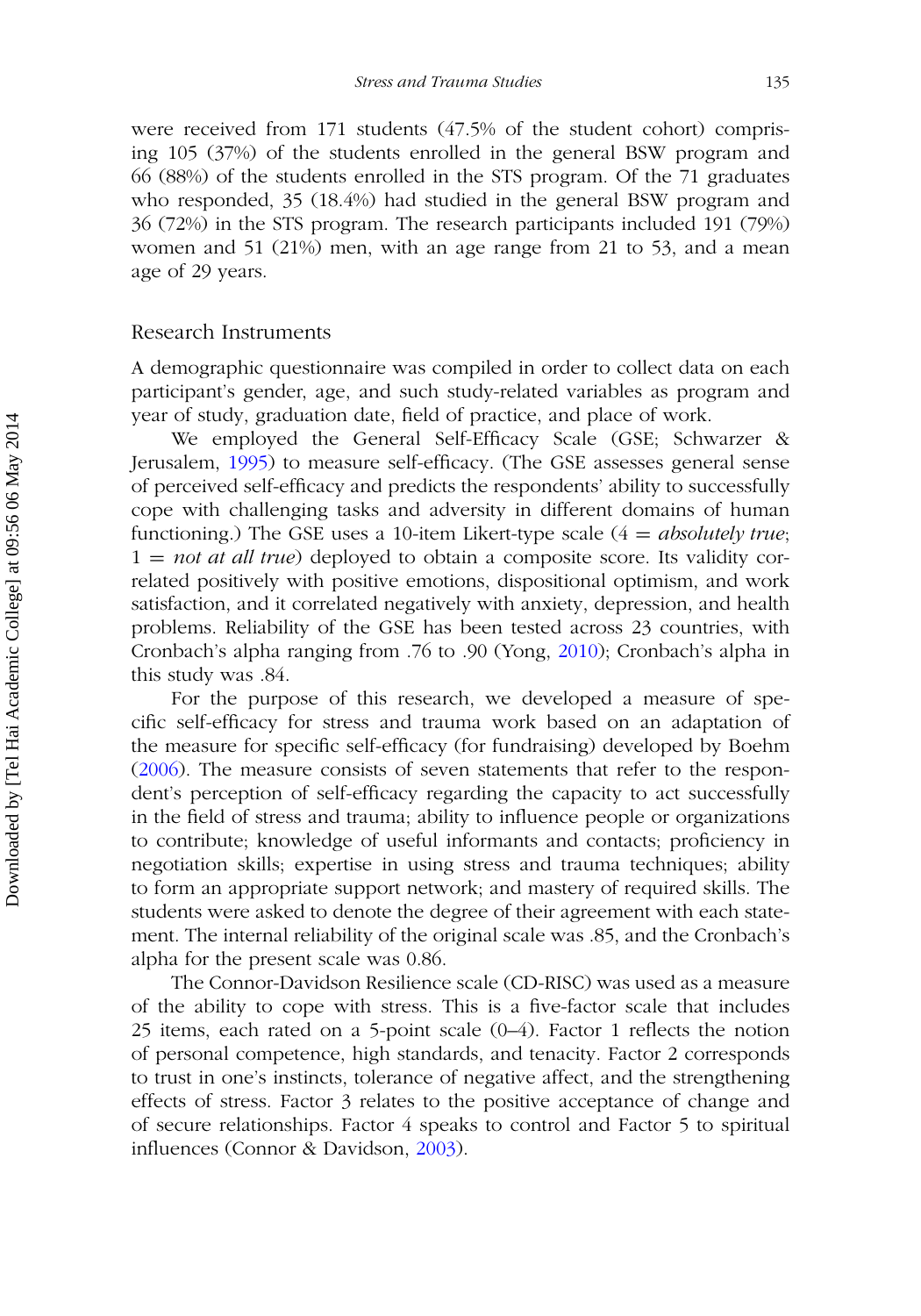were received from 171 students (47.5% of the student cohort) comprising 105 (37%) of the students enrolled in the general BSW program and 66 (88%) of the students enrolled in the STS program. Of the 71 graduates who responded, 35 (18.4%) had studied in the general BSW program and 36 (72%) in the STS program. The research participants included 191 (79%) women and 51 (21%) men, with an age range from 21 to 53, and a mean age of 29 years.

## Research Instruments

A demographic questionnaire was compiled in order to collect data on each participant's gender, age, and such study-related variables as program and year of study, graduation date, field of practice, and place of work.

We employed the General Self-Efficacy Scale (GSE; Schwarzer & Jerusalem, 1995) to measure self-efficacy. (The GSE assesses general sense of perceived self-efficacy and predicts the respondents' ability to successfully cope with challenging tasks and adversity in different domains of human functioning.) The GSE uses a 10-item Likert-type scale (4 = *absolutely true*; 1 = *not at all true*) deployed to obtain a composite score. Its validity correlated positively with positive emotions, dispositional optimism, and work satisfaction, and it correlated negatively with anxiety, depression, and health problems. Reliability of the GSE has been tested across 23 countries, with Cronbach's alpha ranging from .76 to .90 (Yong, 2010); Cronbach's alpha in this study was .84.

For the purpose of this research, we developed a measure of specific self-efficacy for stress and trauma work based on an adaptation of the measure for specific self-efficacy (for fundraising) developed by Boehm (2006). The measure consists of seven statements that refer to the respondent's perception of self-efficacy regarding the capacity to act successfully in the field of stress and trauma; ability to influence people or organizations to contribute; knowledge of useful informants and contacts; proficiency in negotiation skills; expertise in using stress and trauma techniques; ability to form an appropriate support network; and mastery of required skills. The students were asked to denote the degree of their agreement with each statement. The internal reliability of the original scale was .85, and the Cronbach's alpha for the present scale was 0.86.

The Connor-Davidson Resilience scale (CD-RISC) was used as a measure of the ability to cope with stress. This is a five-factor scale that includes 25 items, each rated on a 5-point scale (0–4). Factor 1 reflects the notion of personal competence, high standards, and tenacity. Factor 2 corresponds to trust in one's instincts, tolerance of negative affect, and the strengthening effects of stress. Factor 3 relates to the positive acceptance of change and of secure relationships. Factor 4 speaks to control and Factor 5 to spiritual influences (Connor & Davidson, 2003).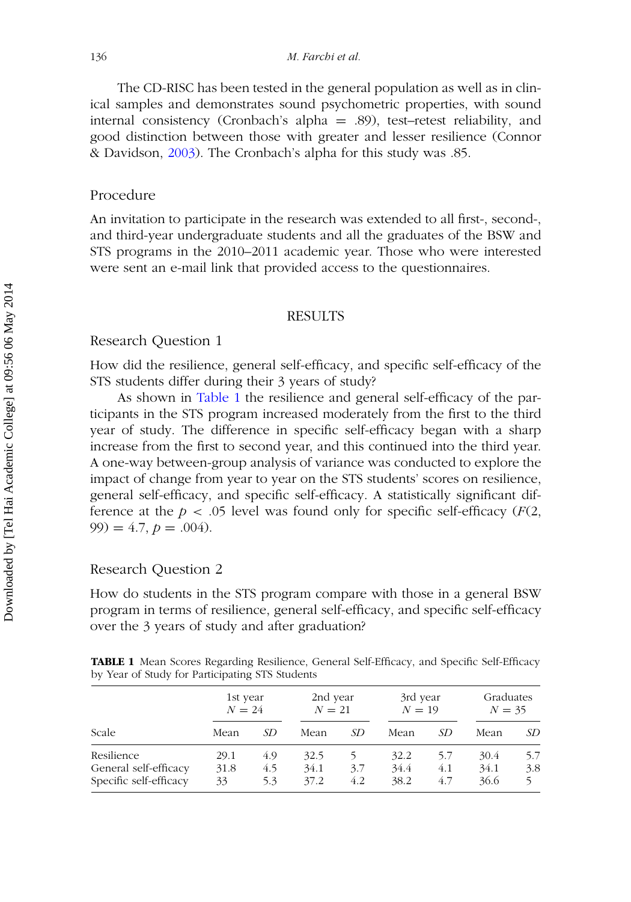The CD-RISC has been tested in the general population as well as in clinical samples and demonstrates sound psychometric properties, with sound internal consistency (Cronbach's alpha = .89), test–retest reliability, and good distinction between those with greater and lesser resilience (Connor & Davidson, 2003). The Cronbach's alpha for this study was .85.

## Procedure

An invitation to participate in the research was extended to all first-, second-, and third-year undergraduate students and all the graduates of the BSW and STS programs in the 2010–2011 academic year. Those who were interested were sent an e-mail link that provided access to the questionnaires.

# RESULTS

## Research Question 1

How did the resilience, general self-efficacy, and specific self-efficacy of the STS students differ during their 3 years of study?

As shown in Table 1 the resilience and general self-efficacy of the participants in the STS program increased moderately from the first to the third year of study. The difference in specific self-efficacy began with a sharp increase from the first to second year, and this continued into the third year. A one-way between-group analysis of variance was conducted to explore the impact of change from year to year on the STS students' scores on resilience, general self-efficacy, and specific self-efficacy. A statistically significant difference at the $p < .05$ level was found only for specific self-efficacy ($F(2, 99) = 4.7$, $p = .004$).

## Research Question 2

How do students in the STS program compare with those in a general BSW program in terms of resilience, general self-efficacy, and specific self-efficacy over the 3 years of study and after graduation?

**TABLE 1** Mean Scores Regarding Resilience, General Self-Efficacy, and Specific Self-Efficacy by Year of Study for Participating STS Students

| | 1st year $N = 24$ | | 2nd year $N = 21$ | | 3rd year $N = 19$ | | Graduates $N = 35$ | |
|---|---|---|---|---|---|---|---|---|
| Scale | Mean | *SD* | Mean | *SD* | Mean | *SD* | Mean | *SD* |
| Resilience | 29.1 | 4.9 | 32.5 | 5 | 32.2 | 5.7 | 30.4 | 5.7 |
| General self-efficacy | 31.8 | 4.5 | 34.1 | 3.7 | 34.4 | 4.1 | 34.1 | 3.8 |
| Specific self-efficacy | 33 | 5.3 | 37.2 | 4.2 | 38.2 | 4.7 | 36.6 | 5 |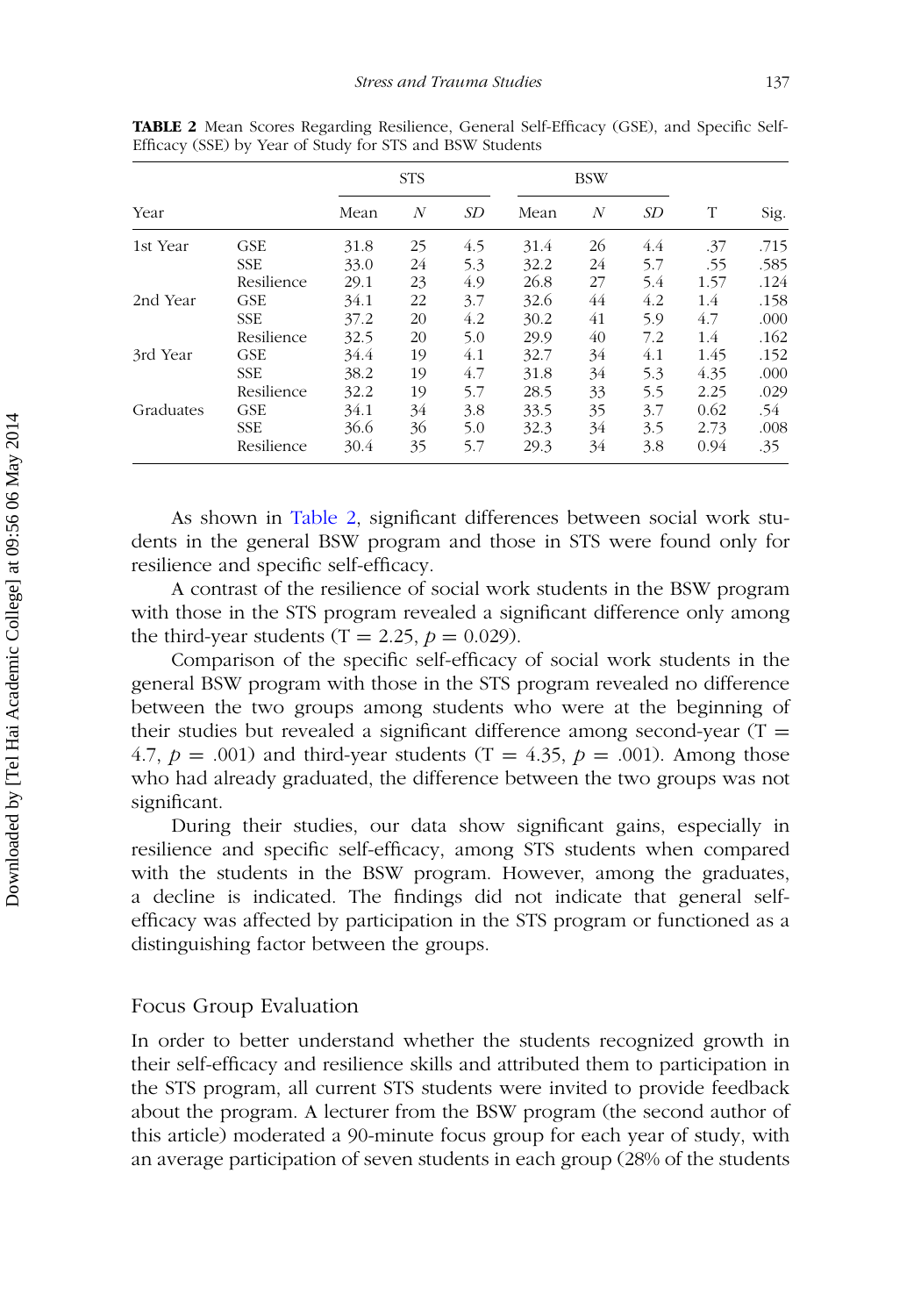**TABLE 2** Mean Scores Regarding Resilience, General Self-Efficacy (GSE), and Specific Self-Efficacy (SSE) by Year of Study for STS and BSW Students

| Year | | STS | | | BSW | | | | |
|---|---|---|---|---|---|---|---|---|---|
| | | Mean | *N* | *SD* | Mean | *N* | *SD* | T | Sig. |
| 1st Year | GSE | 31.8 | 25 | 4.5 | 31.4 | 26 | 4.4 | .37 | .715 |
| | SSE | 33.0 | 24 | 5.3 | 32.2 | 24 | 5.7 | .55 | .585 |
| | Resilience | 29.1 | 23 | 4.9 | 26.8 | 27 | 5.4 | 1.57 | .124 |
| 2nd Year | GSE | 34.1 | 22 | 3.7 | 32.6 | 44 | 4.2 | 1.4 | .158 |
| | SSE | 37.2 | 20 | 4.2 | 30.2 | 41 | 5.9 | 4.7 | .000 |
| | Resilience | 32.5 | 20 | 5.0 | 29.9 | 40 | 7.2 | 1.4 | .162 |
| 3rd Year | GSE | 34.4 | 19 | 4.1 | 32.7 | 34 | 4.1 | 1.45 | .152 |
| | SSE | 38.2 | 19 | 4.7 | 31.8 | 34 | 5.3 | 4.35 | .000 |
| | Resilience | 32.2 | 19 | 5.7 | 28.5 | 33 | 5.5 | 2.25 | .029 |
| Graduates | GSE | 34.1 | 34 | 3.8 | 33.5 | 35 | 3.7 | 0.62 | .54 |
| | SSE | 36.6 | 36 | 5.0 | 32.3 | 34 | 3.5 | 2.73 | .008 |
| | Resilience | 30.4 | 35 | 5.7 | 29.3 | 34 | 3.8 | 0.94 | .35 |

As shown in Table 2, significant differences between social work students in the general BSW program and those in STS were found only for resilience and specific self-efficacy.

A contrast of the resilience of social work students in the BSW program with those in the STS program revealed a significant difference only among the third-year students (T $= 2.25$, $p = 0.029$).

Comparison of the specific self-efficacy of social work students in the general BSW program with those in the STS program revealed no difference between the two groups among students who were at the beginning of their studies but revealed a significant difference among second-year (T $=$ 4.7, $p = .001$) and third-year students (T $= 4.35$, $p = .001$). Among those who had already graduated, the difference between the two groups was not significant.

During their studies, our data show significant gains, especially in resilience and specific self-efficacy, among STS students when compared with the students in the BSW program. However, among the graduates, a decline is indicated. The findings did not indicate that general self-efficacy was affected by participation in the STS program or functioned as a distinguishing factor between the groups.

## Focus Group Evaluation

In order to better understand whether the students recognized growth in their self-efficacy and resilience skills and attributed them to participation in the STS program, all current STS students were invited to provide feedback about the program. A lecturer from the BSW program (the second author of this article) moderated a 90-minute focus group for each year of study, with an average participation of seven students in each group (28% of the students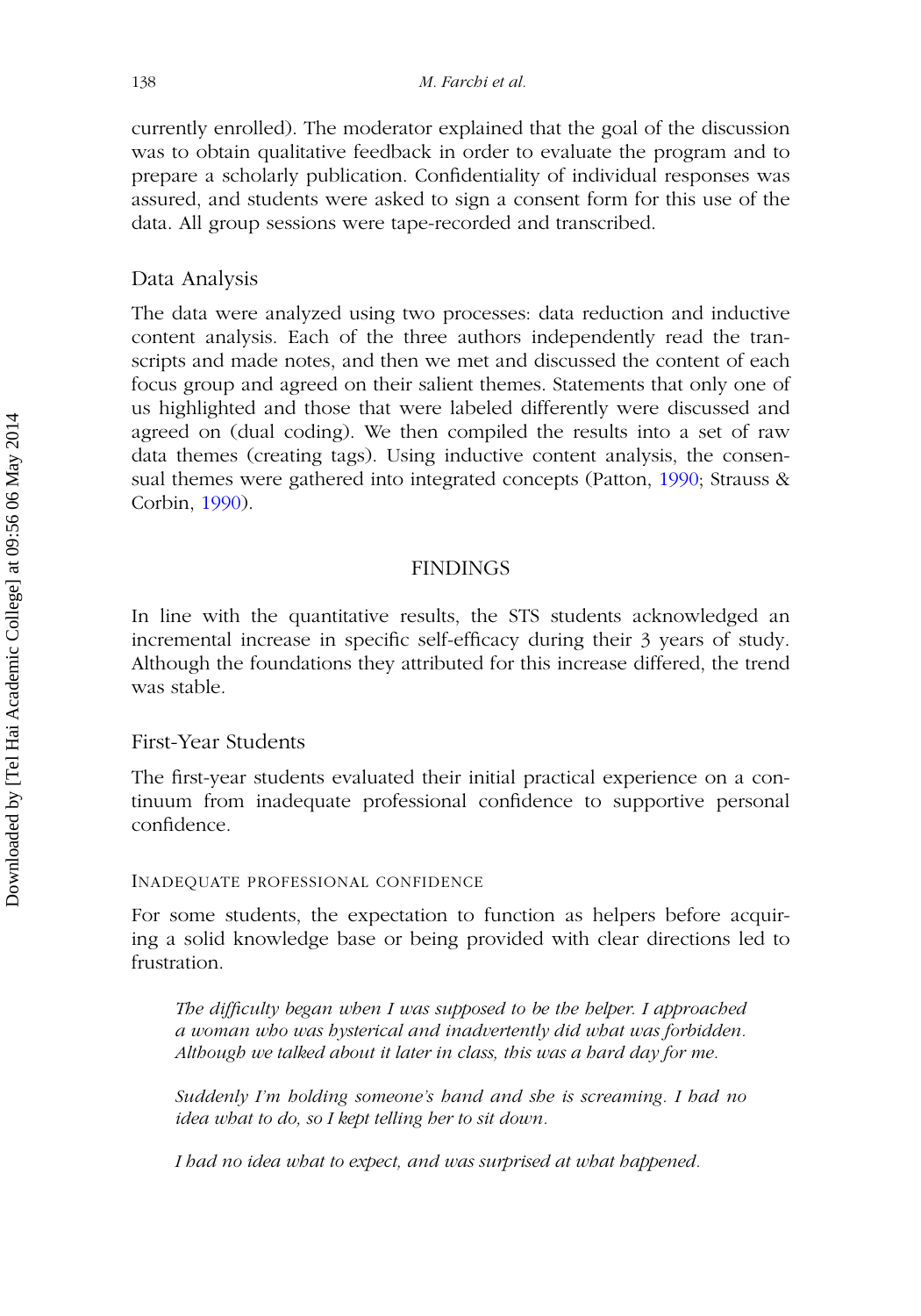currently enrolled). The moderator explained that the goal of the discussion was to obtain qualitative feedback in order to evaluate the program and to prepare a scholarly publication. Confidentiality of individual responses was assured, and students were asked to sign a consent form for this use of the data. All group sessions were tape-recorded and transcribed.

### Data Analysis

The data were analyzed using two processes: data reduction and inductive content analysis. Each of the three authors independently read the transcripts and made notes, and then we met and discussed the content of each focus group and agreed on their salient themes. Statements that only one of us highlighted and those that were labeled differently were discussed and agreed on (dual coding). We then compiled the results into a set of raw data themes (creating tags). Using inductive content analysis, the consensual themes were gathered into integrated concepts (Patton, 1990; Strauss & Corbin, 1990).

## FINDINGS

In line with the quantitative results, the STS students acknowledged an incremental increase in specific self-efficacy during their 3 years of study. Although the foundations they attributed for this increase differed, the trend was stable.

### First-Year Students

The first-year students evaluated their initial practical experience on a continuum from inadequate professional confidence to supportive personal confidence.

#### Inadequate professional confidence

For some students, the expectation to function as helpers before acquiring a solid knowledge base or being provided with clear directions led to frustration.

> *The difficulty began when I was supposed to be the helper. I approached a woman who was hysterical and inadvertently did what was forbidden. Although we talked about it later in class, this was a hard day for me.*

> *Suddenly I'm holding someone's hand and she is screaming. I had no idea what to do, so I kept telling her to sit down.*

> *I had no idea what to expect, and was surprised at what happened.*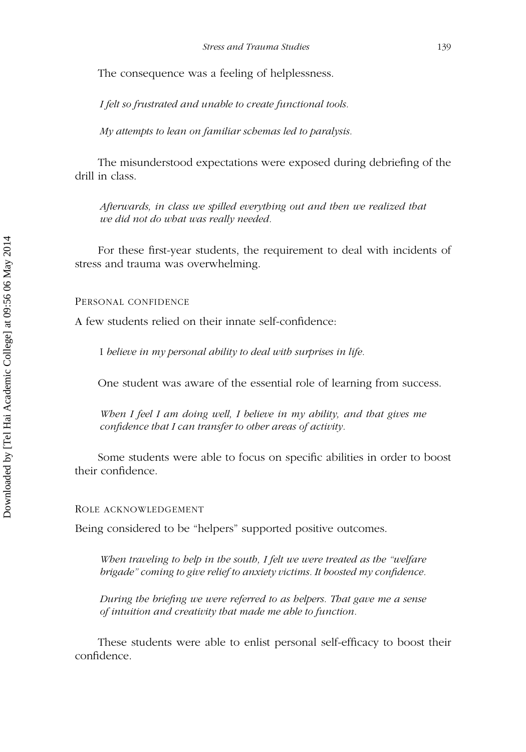The consequence was a feeling of helplessness.

> *I felt so frustrated and unable to create functional tools.*

> *My attempts to lean on familiar schemas led to paralysis.*

The misunderstood expectations were exposed during debriefing of the drill in class.

> *Afterwards, in class we spilled everything out and then we realized that we did not do what was really needed.*

For these first-year students, the requirement to deal with incidents of stress and trauma was overwhelming.

#### Personal confidence

A few students relied on their innate self-confidence:

> I *believe in my personal ability to deal with surprises in life.*

One student was aware of the essential role of learning from success.

> *When I feel I am doing well, I believe in my ability, and that gives me confidence that I can transfer to other areas of activity.*

Some students were able to focus on specific abilities in order to boost their confidence.

#### Role acknowledgement

Being considered to be "helpers" supported positive outcomes.

> *When traveling to help in the south, I felt we were treated as the "welfare brigade" coming to give relief to anxiety victims. It boosted my confidence.*

> *During the briefing we were referred to as helpers. That gave me a sense of intuition and creativity that made me able to function.*

These students were able to enlist personal self-efficacy to boost their confidence.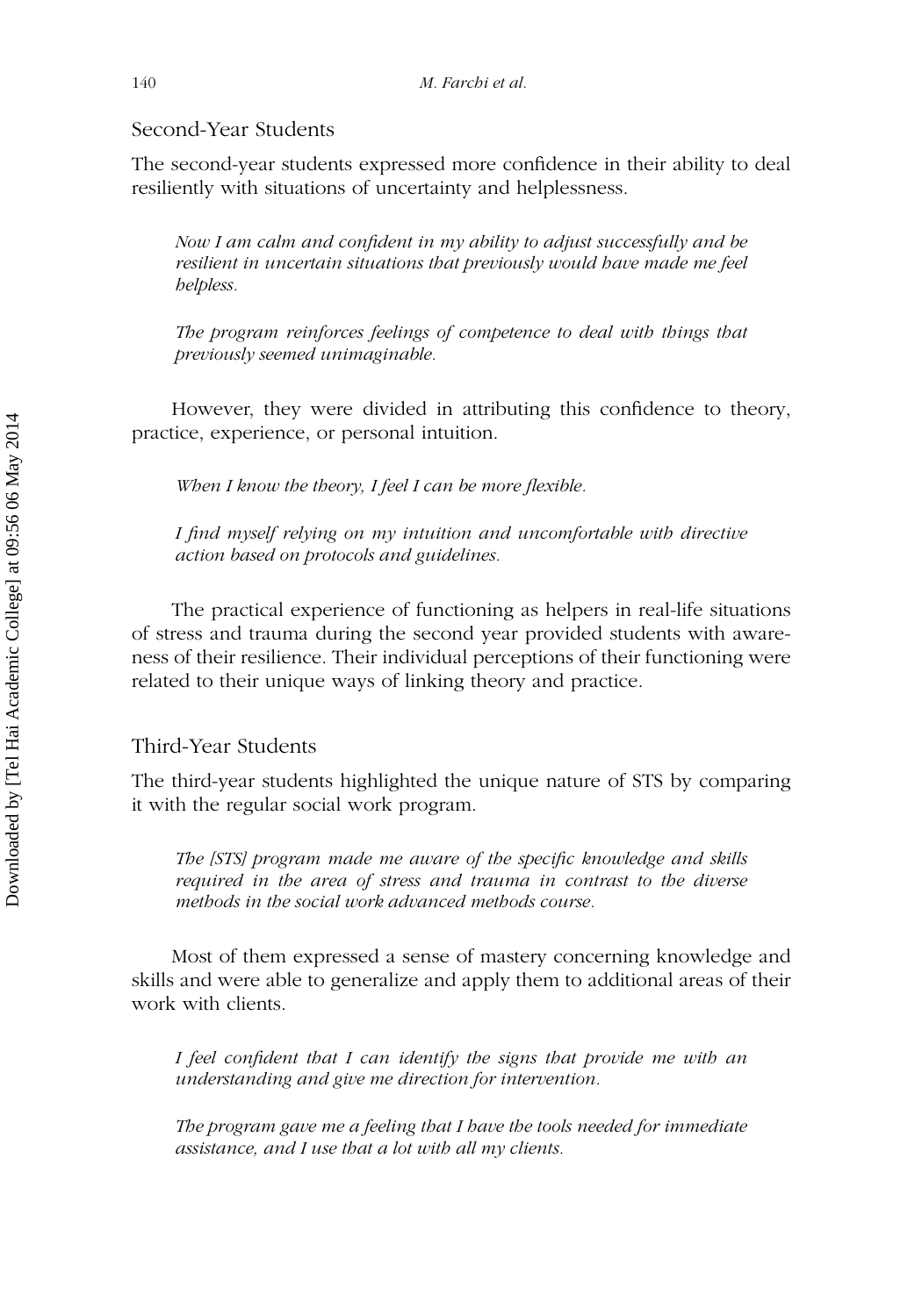### Second-Year Students

The second-year students expressed more confidence in their ability to deal resiliently with situations of uncertainty and helplessness.

> *Now I am calm and confident in my ability to adjust successfully and be resilient in uncertain situations that previously would have made me feel helpless.*

> *The program reinforces feelings of competence to deal with things that previously seemed unimaginable.*

However, they were divided in attributing this confidence to theory, practice, experience, or personal intuition.

> *When I know the theory, I feel I can be more flexible.*

> *I find myself relying on my intuition and uncomfortable with directive action based on protocols and guidelines.*

The practical experience of functioning as helpers in real-life situations of stress and trauma during the second year provided students with awareness of their resilience. Their individual perceptions of their functioning were related to their unique ways of linking theory and practice.

### Third-Year Students

The third-year students highlighted the unique nature of STS by comparing it with the regular social work program.

> *The [STS] program made me aware of the specific knowledge and skills required in the area of stress and trauma in contrast to the diverse methods in the social work advanced methods course.*

Most of them expressed a sense of mastery concerning knowledge and skills and were able to generalize and apply them to additional areas of their work with clients.

> *I feel confident that I can identify the signs that provide me with an understanding and give me direction for intervention.*

> *The program gave me a feeling that I have the tools needed for immediate assistance, and I use that a lot with all my clients.*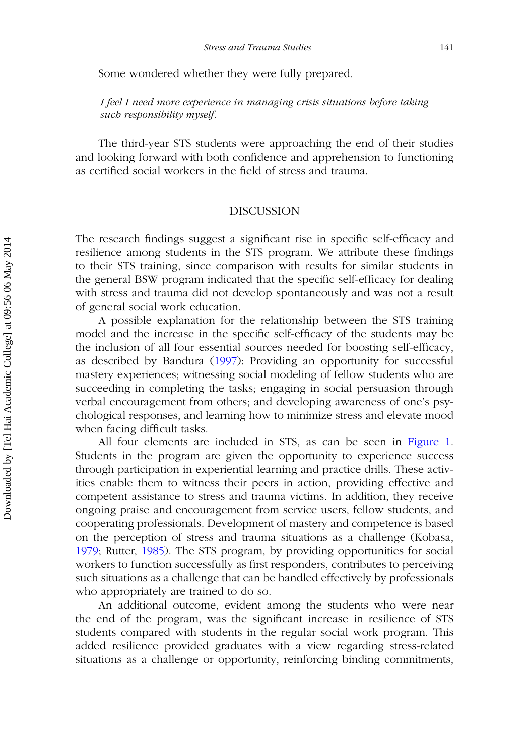Some wondered whether they were fully prepared.

> *I feel I need more experience in managing crisis situations before taking such responsibility myself.*

The third-year STS students were approaching the end of their studies and looking forward with both confidence and apprehension to functioning as certified social workers in the field of stress and trauma.

## DISCUSSION

The research findings suggest a significant rise in specific self-efficacy and resilience among students in the STS program. We attribute these findings to their STS training, since comparison with results for similar students in the general BSW program indicated that the specific self-efficacy for dealing with stress and trauma did not develop spontaneously and was not a result of general social work education.

A possible explanation for the relationship between the STS training model and the increase in the specific self-efficacy of the students may be the inclusion of all four essential sources needed for boosting self-efficacy, as described by Bandura (1997): Providing an opportunity for successful mastery experiences; witnessing social modeling of fellow students who are succeeding in completing the tasks; engaging in social persuasion through verbal encouragement from others; and developing awareness of one's psychological responses, and learning how to minimize stress and elevate mood when facing difficult tasks.

All four elements are included in STS, as can be seen in Figure 1. Students in the program are given the opportunity to experience success through participation in experiential learning and practice drills. These activities enable them to witness their peers in action, providing effective and competent assistance to stress and trauma victims. In addition, they receive ongoing praise and encouragement from service users, fellow students, and cooperating professionals. Development of mastery and competence is based on the perception of stress and trauma situations as a challenge (Kobasa, 1979; Rutter, 1985). The STS program, by providing opportunities for social workers to function successfully as first responders, contributes to perceiving such situations as a challenge that can be handled effectively by professionals who appropriately are trained to do so.

An additional outcome, evident among the students who were near the end of the program, was the significant increase in resilience of STS students compared with students in the regular social work program. This added resilience provided graduates with a view regarding stress-related situations as a challenge or opportunity, reinforcing binding commitments,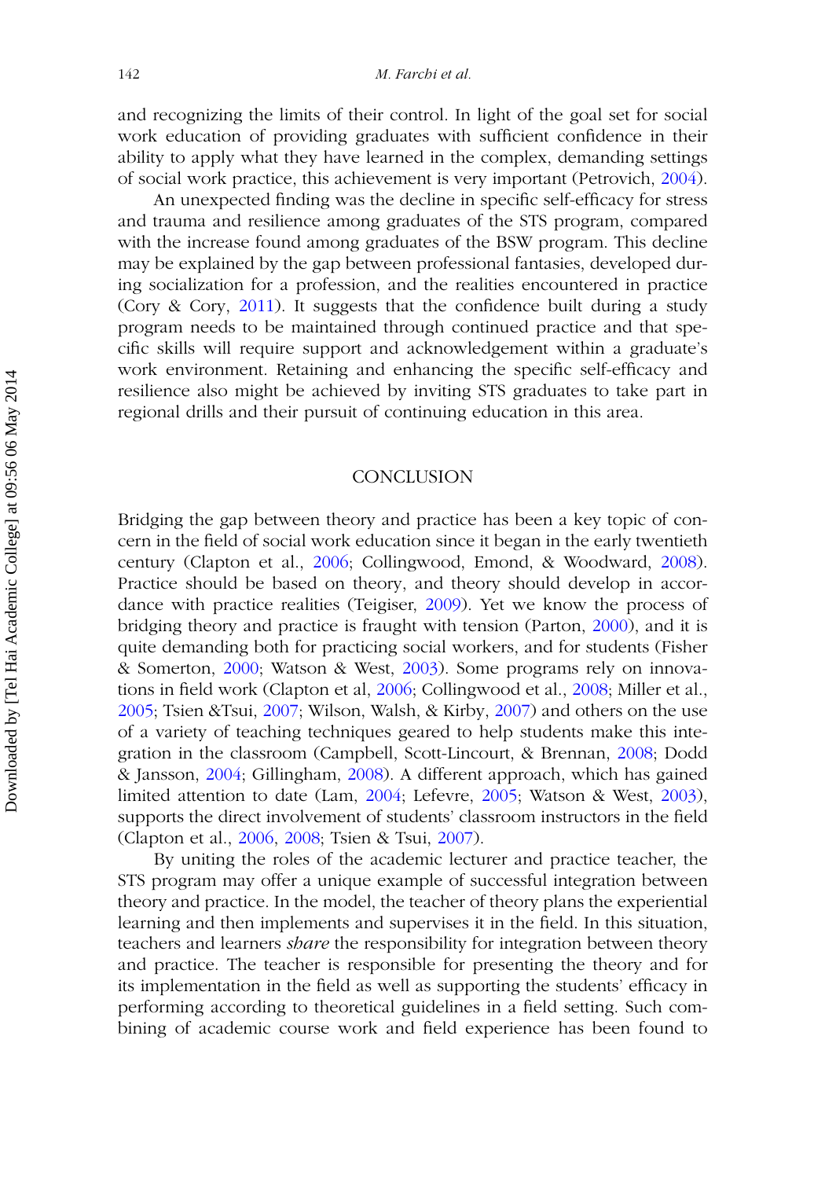and recognizing the limits of their control. In light of the goal set for social work education of providing graduates with sufficient confidence in their ability to apply what they have learned in the complex, demanding settings of social work practice, this achievement is very important (Petrovich, 2004).

An unexpected finding was the decline in specific self-efficacy for stress and trauma and resilience among graduates of the STS program, compared with the increase found among graduates of the BSW program. This decline may be explained by the gap between professional fantasies, developed during socialization for a profession, and the realities encountered in practice (Cory & Cory, 2011). It suggests that the confidence built during a study program needs to be maintained through continued practice and that specific skills will require support and acknowledgement within a graduate's work environment. Retaining and enhancing the specific self-efficacy and resilience also might be achieved by inviting STS graduates to take part in regional drills and their pursuit of continuing education in this area.

## CONCLUSION

Bridging the gap between theory and practice has been a key topic of concern in the field of social work education since it began in the early twentieth century (Clapton et al., 2006; Collingwood, Emond, & Woodward, 2008). Practice should be based on theory, and theory should develop in accordance with practice realities (Teigiser, 2009). Yet we know the process of bridging theory and practice is fraught with tension (Parton, 2000), and it is quite demanding both for practicing social workers, and for students (Fisher & Somerton, 2000; Watson & West, 2003). Some programs rely on innovations in field work (Clapton et al, 2006; Collingwood et al., 2008; Miller et al., 2005; Tsien &Tsui, 2007; Wilson, Walsh, & Kirby, 2007) and others on the use of a variety of teaching techniques geared to help students make this integration in the classroom (Campbell, Scott-Lincourt, & Brennan, 2008; Dodd & Jansson, 2004; Gillingham, 2008). A different approach, which has gained limited attention to date (Lam, 2004; Lefevre, 2005; Watson & West, 2003), supports the direct involvement of students' classroom instructors in the field (Clapton et al., 2006, 2008; Tsien & Tsui, 2007).

By uniting the roles of the academic lecturer and practice teacher, the STS program may offer a unique example of successful integration between theory and practice. In the model, the teacher of theory plans the experiential learning and then implements and supervises it in the field. In this situation, teachers and learners *share* the responsibility for integration between theory and practice. The teacher is responsible for presenting the theory and for its implementation in the field as well as supporting the students' efficacy in performing according to theoretical guidelines in a field setting. Such combining of academic course work and field experience has been found to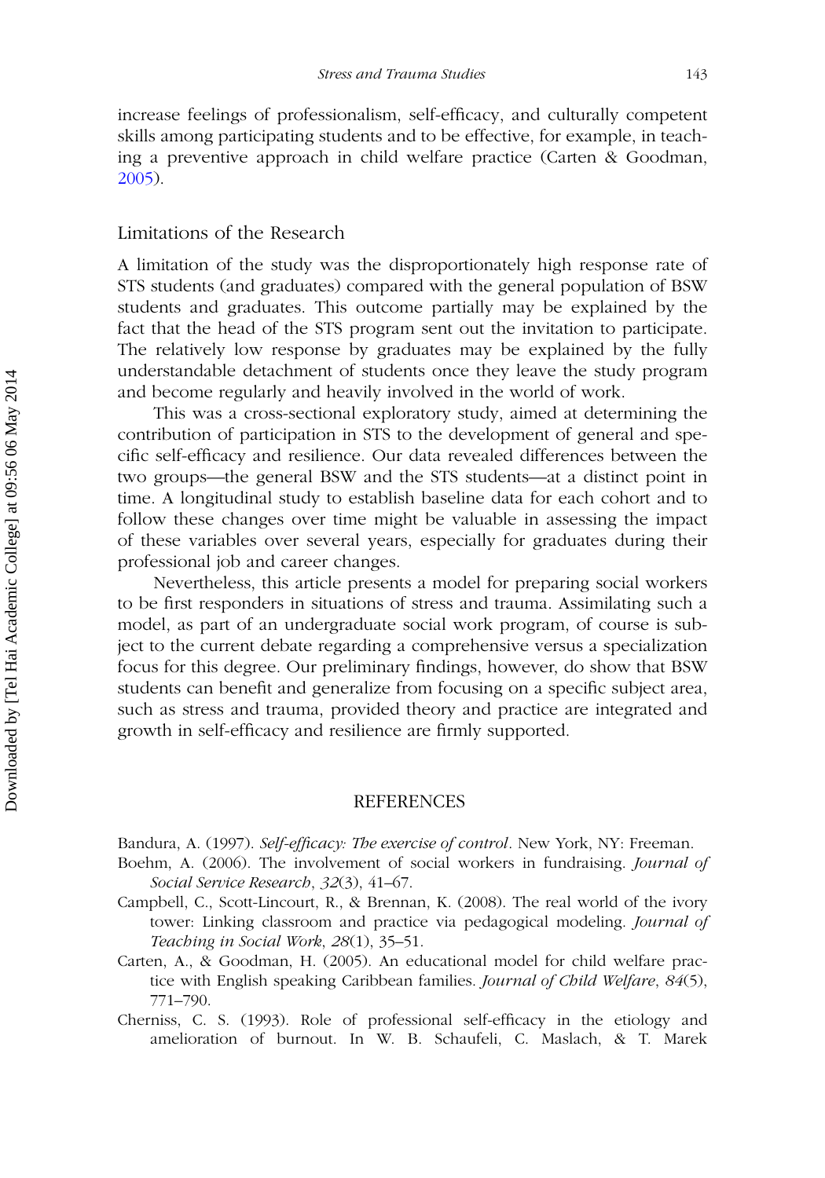increase feelings of professionalism, self-efficacy, and culturally competent skills among participating students and to be effective, for example, in teaching a preventive approach in child welfare practice (Carten & Goodman, 2005).

## Limitations of the Research

A limitation of the study was the disproportionately high response rate of STS students (and graduates) compared with the general population of BSW students and graduates. This outcome partially may be explained by the fact that the head of the STS program sent out the invitation to participate. The relatively low response by graduates may be explained by the fully understandable detachment of students once they leave the study program and become regularly and heavily involved in the world of work.

This was a cross-sectional exploratory study, aimed at determining the contribution of participation in STS to the development of general and specific self-efficacy and resilience. Our data revealed differences between the two groups—the general BSW and the STS students—at a distinct point in time. A longitudinal study to establish baseline data for each cohort and to follow these changes over time might be valuable in assessing the impact of these variables over several years, especially for graduates during their professional job and career changes.

Nevertheless, this article presents a model for preparing social workers to be first responders in situations of stress and trauma. Assimilating such a model, as part of an undergraduate social work program, of course is subject to the current debate regarding a comprehensive versus a specialization focus for this degree. Our preliminary findings, however, do show that BSW students can benefit and generalize from focusing on a specific subject area, such as stress and trauma, provided theory and practice are integrated and growth in self-efficacy and resilience are firmly supported.

## REFERENCES

Bandura, A. (1997). *Self-efficacy: The exercise of control*. New York, NY: Freeman.

Boehm, A. (2006). The involvement of social workers in fundraising. *Journal of Social Service Research*, *32*(3), 41–67.

Campbell, C., Scott-Lincourt, R., & Brennan, K. (2008). The real world of the ivory tower: Linking classroom and practice via pedagogical modeling. *Journal of Teaching in Social Work*, *28*(1), 35–51.

Carten, A., & Goodman, H. (2005). An educational model for child welfare practice with English speaking Caribbean families. *Journal of Child Welfare*, *84*(5), 771–790.

Cherniss, C. S. (1993). Role of professional self-efficacy in the etiology and amelioration of burnout. In W. B. Schaufeli, C. Maslach, & T. Marek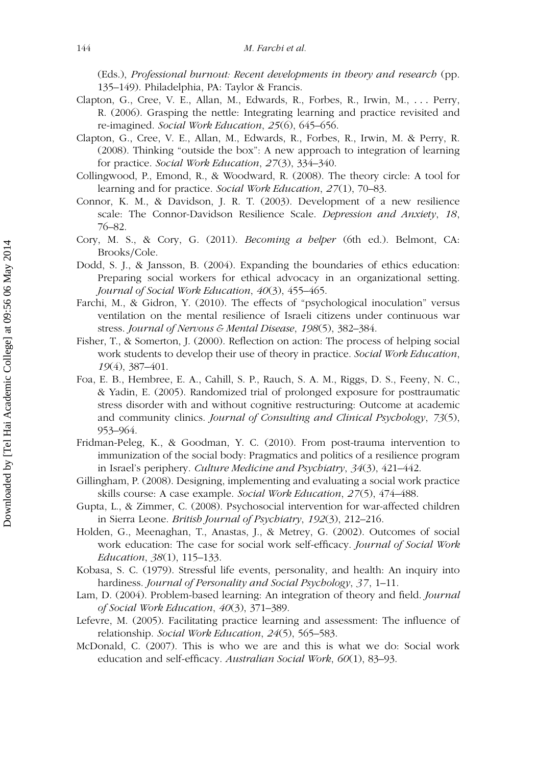(Eds.), *Professional burnout: Recent developments in theory and research* (pp. 135–149). Philadelphia, PA: Taylor & Francis.

Clapton, G., Cree, V. E., Allan, M., Edwards, R., Forbes, R., Irwin, M., . . . Perry, R. (2006). Grasping the nettle: Integrating learning and practice revisited and re-imagined. *Social Work Education*, *25*(6), 645–656.

Clapton, G., Cree, V. E., Allan, M., Edwards, R., Forbes, R., Irwin, M. & Perry, R. (2008). Thinking "outside the box": A new approach to integration of learning for practice. *Social Work Education*, *27*(3), 334–340.

Collingwood, P., Emond, R., & Woodward, R. (2008). The theory circle: A tool for learning and for practice. *Social Work Education*, *27*(1), 70–83.

Connor, K. M., & Davidson, J. R. T. (2003). Development of a new resilience scale: The Connor-Davidson Resilience Scale. *Depression and Anxiety*, *18*, 76–82.

Cory, M. S., & Cory, G. (2011). *Becoming a helper* (6th ed.). Belmont, CA: Brooks/Cole.

Dodd, S. J., & Jansson, B. (2004). Expanding the boundaries of ethics education: Preparing social workers for ethical advocacy in an organizational setting. *Journal of Social Work Education*, *40*(3), 455–465.

Farchi, M., & Gidron, Y. (2010). The effects of "psychological inoculation" versus ventilation on the mental resilience of Israeli citizens under continuous war stress. *Journal of Nervous & Mental Disease*, *198*(5), 382–384.

Fisher, T., & Somerton, J. (2000). Reflection on action: The process of helping social work students to develop their use of theory in practice. *Social Work Education*, *19*(4), 387–401.

Foa, E. B., Hembree, E. A., Cahill, S. P., Rauch, S. A. M., Riggs, D. S., Feeny, N. C., & Yadin, E. (2005). Randomized trial of prolonged exposure for posttraumatic stress disorder with and without cognitive restructuring: Outcome at academic and community clinics. *Journal of Consulting and Clinical Psychology*, *73*(5), 953–964.

Fridman-Peleg, K., & Goodman, Y. C. (2010). From post-trauma intervention to immunization of the social body: Pragmatics and politics of a resilience program in Israel's periphery. *Culture Medicine and Psychiatry*, *34*(3), 421–442.

Gillingham, P. (2008). Designing, implementing and evaluating a social work practice skills course: A case example. *Social Work Education*, *27*(5), 474–488.

Gupta, L., & Zimmer, C. (2008). Psychosocial intervention for war-affected children in Sierra Leone. *British Journal of Psychiatry*, *192*(3), 212–216.

Holden, G., Meenaghan, T., Anastas, J., & Metrey, G. (2002). Outcomes of social work education: The case for social work self-efficacy. *Journal of Social Work Education*, *38*(1), 115–133.

Kobasa, S. C. (1979). Stressful life events, personality, and health: An inquiry into hardiness. *Journal of Personality and Social Psychology*, *37*, 1–11.

Lam, D. (2004). Problem-based learning: An integration of theory and field. *Journal of Social Work Education*, *40*(3), 371–389.

Lefevre, M. (2005). Facilitating practice learning and assessment: The influence of relationship. *Social Work Education*, *24*(5), 565–583.

McDonald, C. (2007). This is who we are and this is what we do: Social work education and self-efficacy. *Australian Social Work*, *60*(1), 83–93.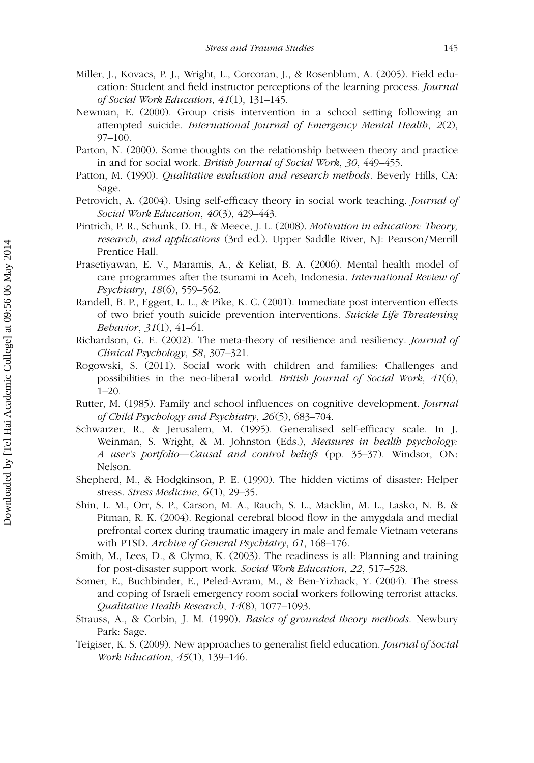Miller, J., Kovacs, P. J., Wright, L., Corcoran, J., & Rosenblum, A. (2005). Field education: Student and field instructor perceptions of the learning process. *Journal of Social Work Education*, *41*(1), 131–145.

Newman, E. (2000). Group crisis intervention in a school setting following an attempted suicide. *International Journal of Emergency Mental Health*, *2*(2), 97–100.

Parton, N. (2000). Some thoughts on the relationship between theory and practice in and for social work. *British Journal of Social Work*, *30*, 449–455.

Patton, M. (1990). *Qualitative evaluation and research methods*. Beverly Hills, CA: Sage.

Petrovich, A. (2004). Using self-efficacy theory in social work teaching. *Journal of Social Work Education*, *40*(3), 429–443.

Pintrich, P. R., Schunk, D. H., & Meece, J. L. (2008). *Motivation in education: Theory, research, and applications* (3rd ed.). Upper Saddle River, NJ: Pearson/Merrill Prentice Hall.

Prasetiyawan, E. V., Maramis, A., & Keliat, B. A. (2006). Mental health model of care programmes after the tsunami in Aceh, Indonesia. *International Review of Psychiatry*, *18*(6), 559–562.

Randell, B. P., Eggert, L. L., & Pike, K. C. (2001). Immediate post intervention effects of two brief youth suicide prevention interventions. *Suicide Life Threatening Behavior*, *31*(1), 41–61.

Richardson, G. E. (2002). The meta-theory of resilience and resiliency. *Journal of Clinical Psychology*, *58*, 307–321.

Rogowski, S. (2011). Social work with children and families: Challenges and possibilities in the neo-liberal world. *British Journal of Social Work*, *41*(6), 1–20.

Rutter, M. (1985). Family and school influences on cognitive development. *Journal of Child Psychology and Psychiatry*, *26*(5), 683–704.

Schwarzer, R., & Jerusalem, M. (1995). Generalised self-efficacy scale. In J. Weinman, S. Wright, & M. Johnston (Eds.), *Measures in health psychology: A user's portfolio—Causal and control beliefs* (pp. 35–37). Windsor, ON: Nelson.

Shepherd, M., & Hodgkinson, P. E. (1990). The hidden victims of disaster: Helper stress. *Stress Medicine*, *6*(1), 29–35.

Shin, L. M., Orr, S. P., Carson, M. A., Rauch, S. L., Macklin, M. L., Lasko, N. B. & Pitman, R. K. (2004). Regional cerebral blood flow in the amygdala and medial prefrontal cortex during traumatic imagery in male and female Vietnam veterans with PTSD. *Archive of General Psychiatry*, *61*, 168–176.

Smith, M., Lees, D., & Clymo, K. (2003). The readiness is all: Planning and training for post-disaster support work. *Social Work Education*, *22*, 517–528.

Somer, E., Buchbinder, E., Peled-Avram, M., & Ben-Yizhack, Y. (2004). The stress and coping of Israeli emergency room social workers following terrorist attacks. *Qualitative Health Research*, *14*(8), 1077–1093.

Strauss, A., & Corbin, J. M. (1990). *Basics of grounded theory methods*. Newbury Park: Sage.

Teigiser, K. S. (2009). New approaches to generalist field education. *Journal of Social Work Education*, *45*(1), 139–146.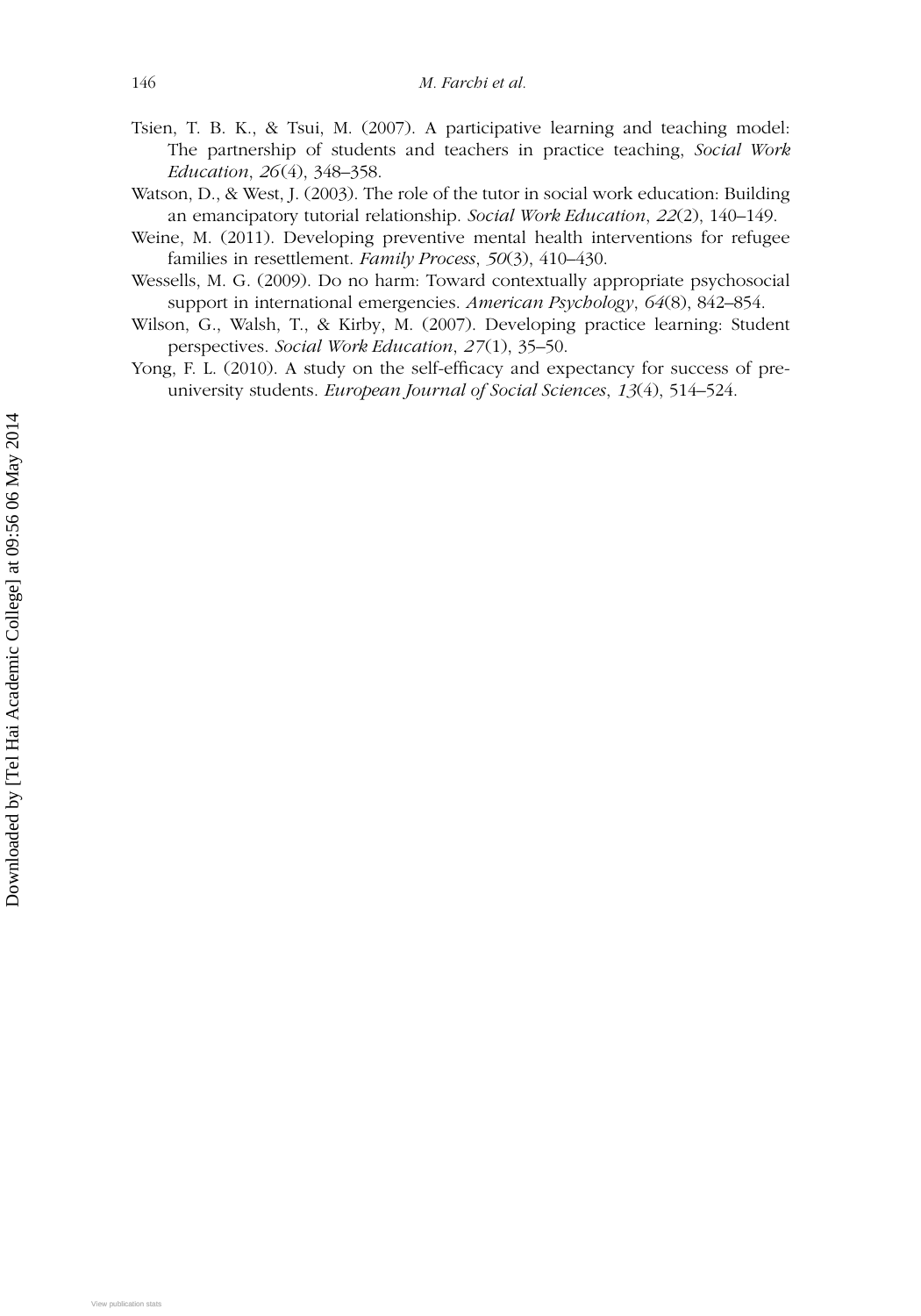Tsien, T. B. K., & Tsui, M. (2007). A participative learning and teaching model: The partnership of students and teachers in practice teaching, *Social Work Education*, *26*(4), 348–358.

Watson, D., & West, J. (2003). The role of the tutor in social work education: Building an emancipatory tutorial relationship. *Social Work Education*, *22*(2), 140–149.

Weine, M. (2011). Developing preventive mental health interventions for refugee families in resettlement. *Family Process*, *50*(3), 410–430.

Wessells, M. G. (2009). Do no harm: Toward contextually appropriate psychosocial support in international emergencies. *American Psychology*, *64*(8), 842–854.

Wilson, G., Walsh, T., & Kirby, M. (2007). Developing practice learning: Student perspectives. *Social Work Education*, *27*(1), 35–50.

Yong, F. L. (2010). A study on the self-efficacy and expectancy for success of pre-university students. *European Journal of Social Sciences*, *13*(4), 514–524.